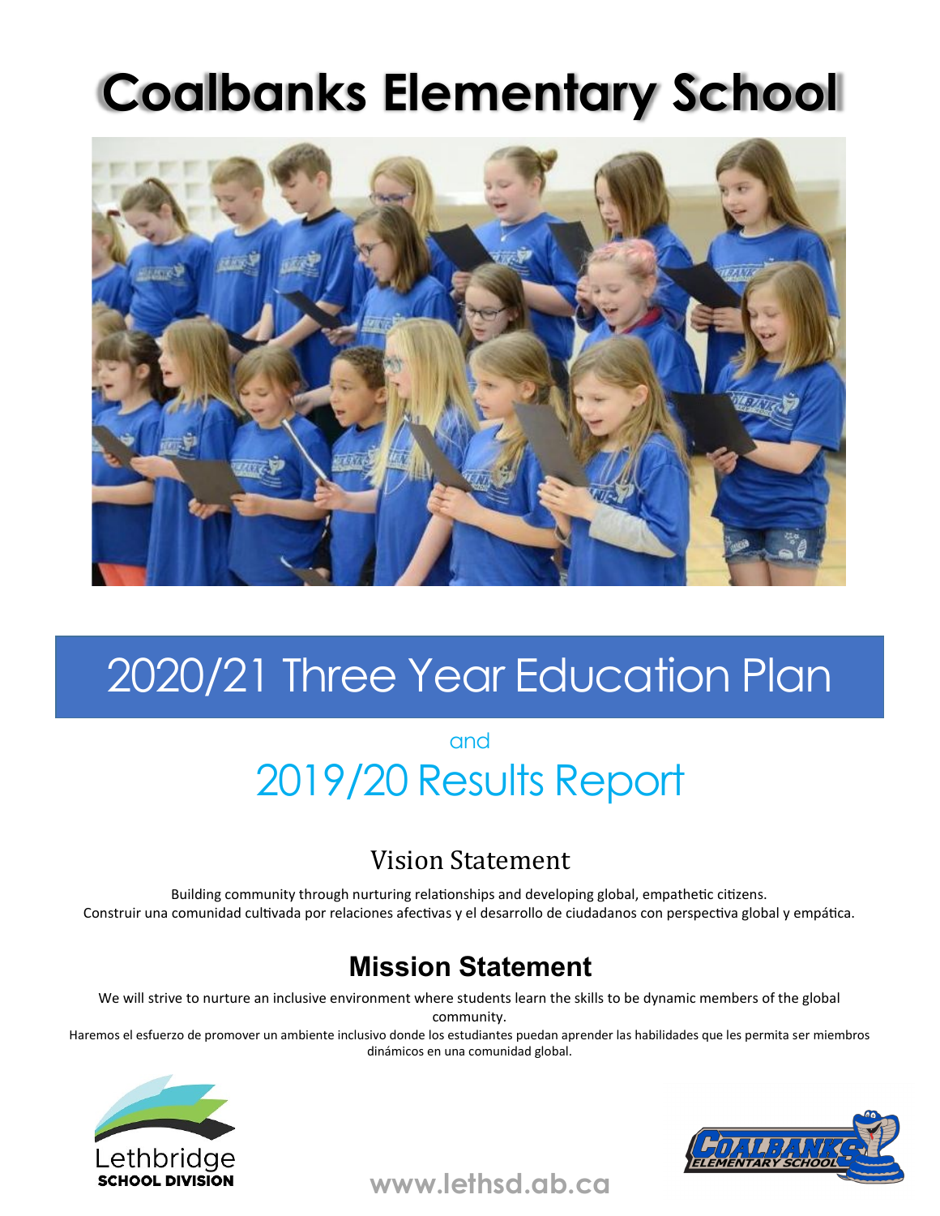# Coalbanks Elementary School

## 2020/21 Three Year Education Plan

and

## 2019/20 Results Report

### Vision Statement

Building community through nurturing relationships and developing global, empathetic citizens.
Construir una comunidad cultivada por relaciones afectivas y el desarrollo de ciudadanos con perspectiva global y empática.

### Mission Statement

We will strive to nurture an inclusive environment where students learn the skills to be dynamic members of the global community.
Haremos el esfuerzo de promover un ambiente inclusivo donde los estudiantes puedan aprender las habilidades que les permita ser miembros dinámicos en una comunidad global.

Lethbridge SCHOOL DIVISION

www.lethsd.ab.ca

COALBANKS ELEMENTARY SCHOOL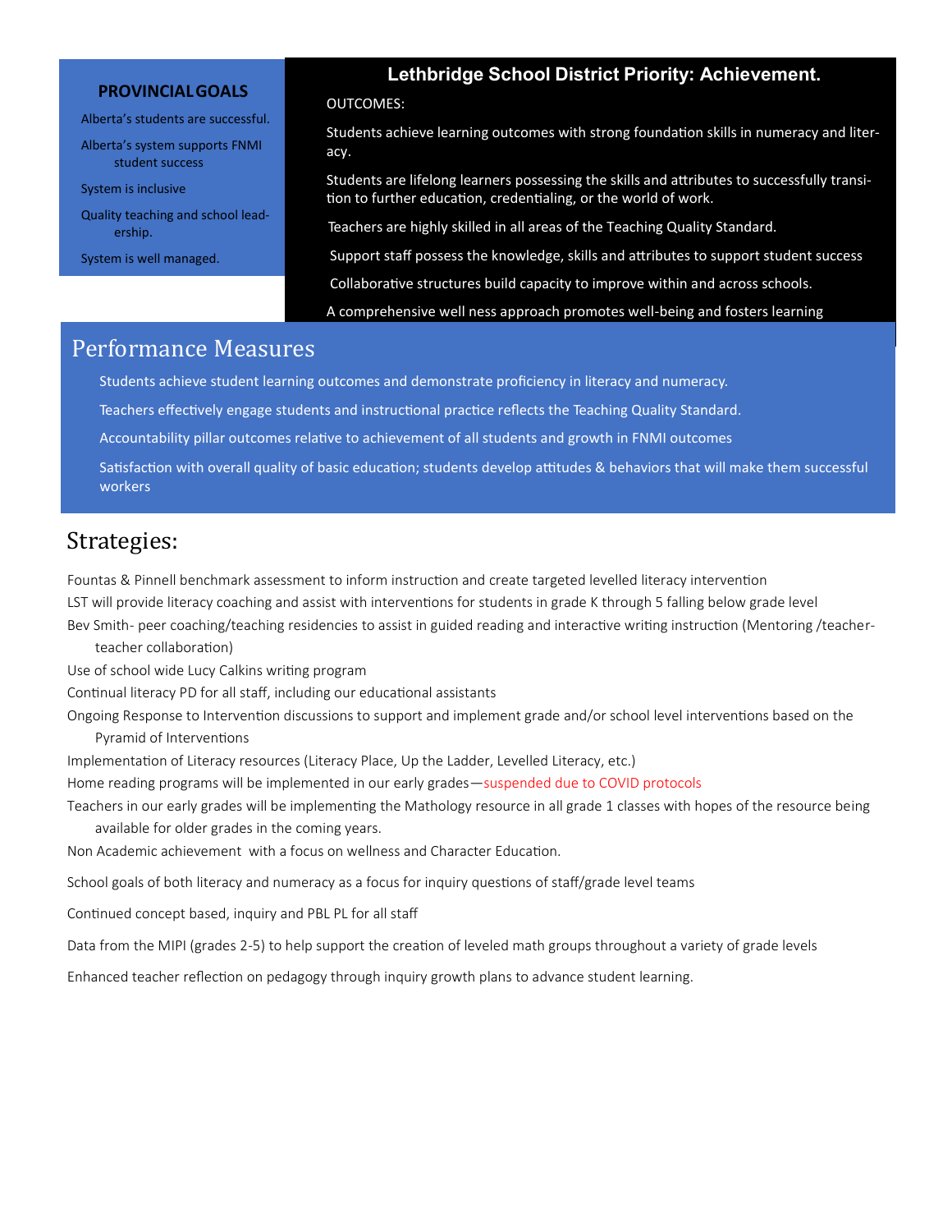## PROVINCIAL GOALS

Alberta's students are successful.

Alberta's system supports FNMI student success

System is inclusive

Quality teaching and school leadership.

System is well managed.

## Lethbridge School District Priority: Achievement.

OUTCOMES:

Students achieve learning outcomes with strong foundation skills in numeracy and literacy.

Students are lifelong learners possessing the skills and attributes to successfully transition to further education, credentialing, or the world of work.

Teachers are highly skilled in all areas of the Teaching Quality Standard.

Support staff possess the knowledge, skills and attributes to support student success

Collaborative structures build capacity to improve within and across schools.

A comprehensive well ness approach promotes well-being and fosters learning

## Performance Measures

Students achieve student learning outcomes and demonstrate proficiency in literacy and numeracy.

Teachers effectively engage students and instructional practice reflects the Teaching Quality Standard.

Accountability pillar outcomes relative to achievement of all students and growth in FNMI outcomes

Satisfaction with overall quality of basic education; students develop attitudes & behaviors that will make them successful workers

## Strategies:

Fountas & Pinnell benchmark assessment to inform instruction and create targeted levelled literacy intervention

LST will provide literacy coaching and assist with interventions for students in grade K through 5 falling below grade level

Bev Smith- peer coaching/teaching residencies to assist in guided reading and interactive writing instruction (Mentoring /teacher-teacher collaboration)

Use of school wide Lucy Calkins writing program

Continual literacy PD for all staff, including our educational assistants

Ongoing Response to Intervention discussions to support and implement grade and/or school level interventions based on the Pyramid of Interventions

Implementation of Literacy resources (Literacy Place, Up the Ladder, Levelled Literacy, etc.)

Home reading programs will be implemented in our early grades—suspended due to COVID protocols

Teachers in our early grades will be implementing the Mathology resource in all grade 1 classes with hopes of the resource being available for older grades in the coming years.

Non Academic achievement with a focus on wellness and Character Education.

School goals of both literacy and numeracy as a focus for inquiry questions of staff/grade level teams

Continued concept based, inquiry and PBL PL for all staff

Data from the MIPI (grades 2-5) to help support the creation of leveled math groups throughout a variety of grade levels

Enhanced teacher reflection on pedagogy through inquiry growth plans to advance student learning.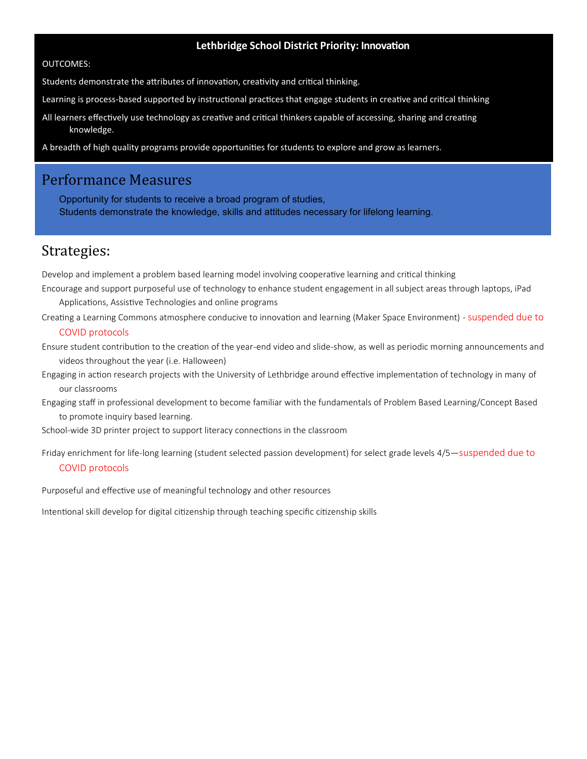## Lethbridge School District Priority: Innovation

OUTCOMES:

Students demonstrate the attributes of innovation, creativity and critical thinking.

Learning is process-based supported by instructional practices that engage students in creative and critical thinking

All learners effectively use technology as creative and critical thinkers capable of accessing, sharing and creating knowledge.

A breadth of high quality programs provide opportunities for students to explore and grow as learners.

# Performance Measures

Opportunity for students to receive a broad program of studies,
Students demonstrate the knowledge, skills and attitudes necessary for lifelong learning.

# Strategies:

Develop and implement a problem based learning model involving cooperative learning and critical thinking

Encourage and support purposeful use of technology to enhance student engagement in all subject areas through laptops, iPad Applications, Assistive Technologies and online programs

Creating a Learning Commons atmosphere conducive to innovation and learning (Maker Space Environment) - suspended due to COVID protocols

Ensure student contribution to the creation of the year-end video and slide-show, as well as periodic morning announcements and videos throughout the year (i.e. Halloween)

Engaging in action research projects with the University of Lethbridge around effective implementation of technology in many of our classrooms

Engaging staff in professional development to become familiar with the fundamentals of Problem Based Learning/Concept Based to promote inquiry based learning.

School-wide 3D printer project to support literacy connections in the classroom

Friday enrichment for life-long learning (student selected passion development) for select grade levels 4/5—suspended due to COVID protocols

Purposeful and effective use of meaningful technology and other resources

Intentional skill develop for digital citizenship through teaching specific citizenship skills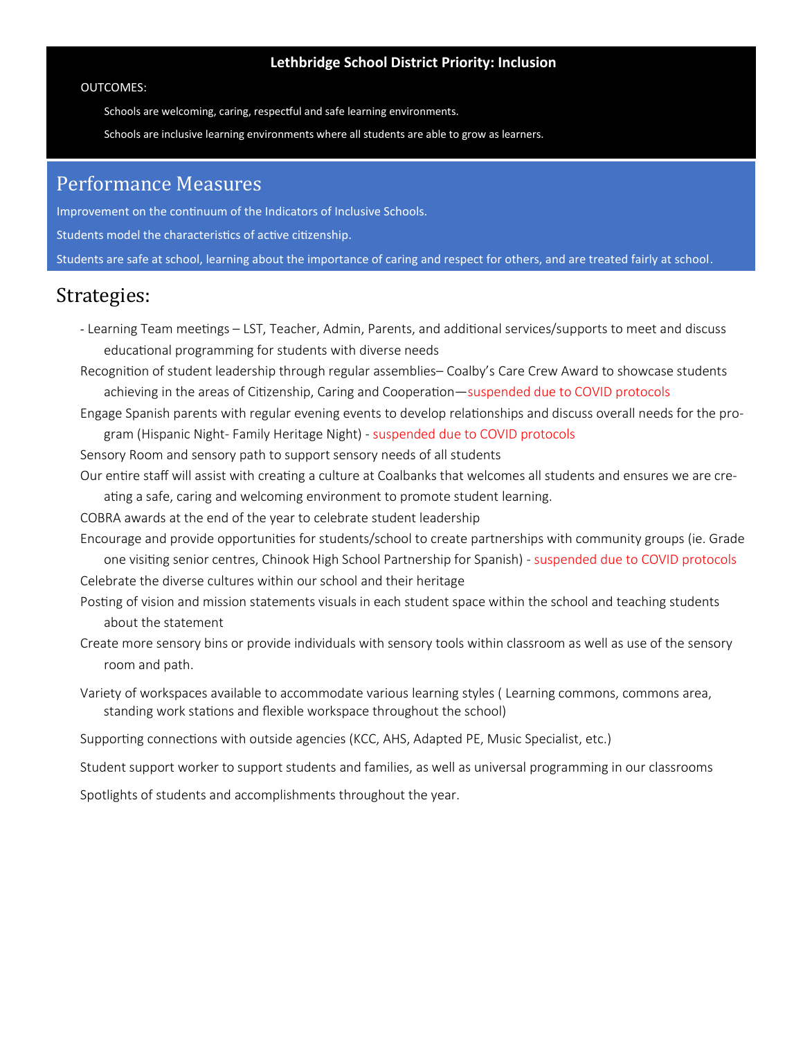**Lethbridge School District Priority: Inclusion**

OUTCOMES:

Schools are welcoming, caring, respectful and safe learning environments.

Schools are inclusive learning environments where all students are able to grow as learners.

## Performance Measures

Improvement on the continuum of the Indicators of Inclusive Schools.

Students model the characteristics of active citizenship.

Students are safe at school, learning about the importance of caring and respect for others, and are treated fairly at school.

## Strategies:

- Learning Team meetings – LST, Teacher, Admin, Parents, and additional services/supports to meet and discuss educational programming for students with diverse needs

Recognition of student leadership through regular assemblies– Coalby's Care Crew Award to showcase students achieving in the areas of Citizenship, Caring and Cooperation—suspended due to COVID protocols

Engage Spanish parents with regular evening events to develop relationships and discuss overall needs for the program (Hispanic Night- Family Heritage Night) - suspended due to COVID protocols

Sensory Room and sensory path to support sensory needs of all students

Our entire staff will assist with creating a culture at Coalbanks that welcomes all students and ensures we are creating a safe, caring and welcoming environment to promote student learning.

COBRA awards at the end of the year to celebrate student leadership

Encourage and provide opportunities for students/school to create partnerships with community groups (ie. Grade one visiting senior centres, Chinook High School Partnership for Spanish) - suspended due to COVID protocols

Celebrate the diverse cultures within our school and their heritage

Posting of vision and mission statements visuals in each student space within the school and teaching students about the statement

Create more sensory bins or provide individuals with sensory tools within classroom as well as use of the sensory room and path.

Variety of workspaces available to accommodate various learning styles ( Learning commons, commons area, standing work stations and flexible workspace throughout the school)

Supporting connections with outside agencies (KCC, AHS, Adapted PE, Music Specialist, etc.)

Student support worker to support students and families, as well as universal programming in our classrooms

Spotlights of students and accomplishments throughout the year.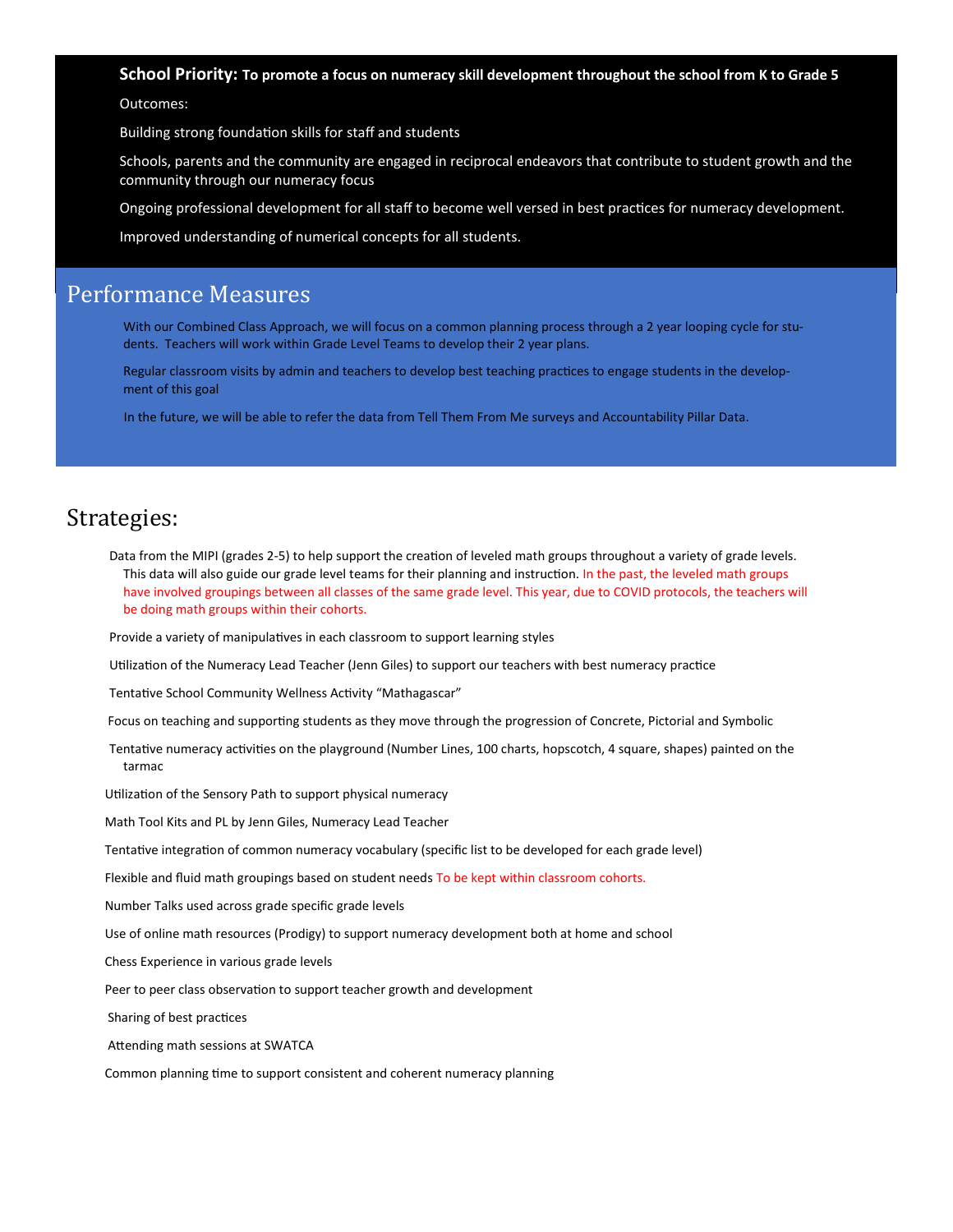**School Priority: To promote a focus on numeracy skill development throughout the school from K to Grade 5**

Outcomes:

Building strong foundation skills for staff and students

Schools, parents and the community are engaged in reciprocal endeavors that contribute to student growth and the community through our numeracy focus

Ongoing professional development for all staff to become well versed in best practices for numeracy development.

Improved understanding of numerical concepts for all students.

## Performance Measures

With our Combined Class Approach, we will focus on a common planning process through a 2 year looping cycle for students. Teachers will work within Grade Level Teams to develop their 2 year plans.

Regular classroom visits by admin and teachers to develop best teaching practices to engage students in the development of this goal

In the future, we will be able to refer the data from Tell Them From Me surveys and Accountability Pillar Data.

## Strategies:

Data from the MIPI (grades 2-5) to help support the creation of leveled math groups throughout a variety of grade levels. This data will also guide our grade level teams for their planning and instruction. In the past, the leveled math groups have involved groupings between all classes of the same grade level. This year, due to COVID protocols, the teachers will be doing math groups within their cohorts.

Provide a variety of manipulatives in each classroom to support learning styles

Utilization of the Numeracy Lead Teacher (Jenn Giles) to support our teachers with best numeracy practice

Tentative School Community Wellness Activity "Mathagascar"

Focus on teaching and supporting students as they move through the progression of Concrete, Pictorial and Symbolic

Tentative numeracy activities on the playground (Number Lines, 100 charts, hopscotch, 4 square, shapes) painted on the tarmac

Utilization of the Sensory Path to support physical numeracy

Math Tool Kits and PL by Jenn Giles, Numeracy Lead Teacher

Tentative integration of common numeracy vocabulary (specific list to be developed for each grade level)

Flexible and fluid math groupings based on student needs To be kept within classroom cohorts.

Number Talks used across grade specific grade levels

Use of online math resources (Prodigy) to support numeracy development both at home and school

Chess Experience in various grade levels

Peer to peer class observation to support teacher growth and development

Sharing of best practices

Attending math sessions at SWATCA

Common planning time to support consistent and coherent numeracy planning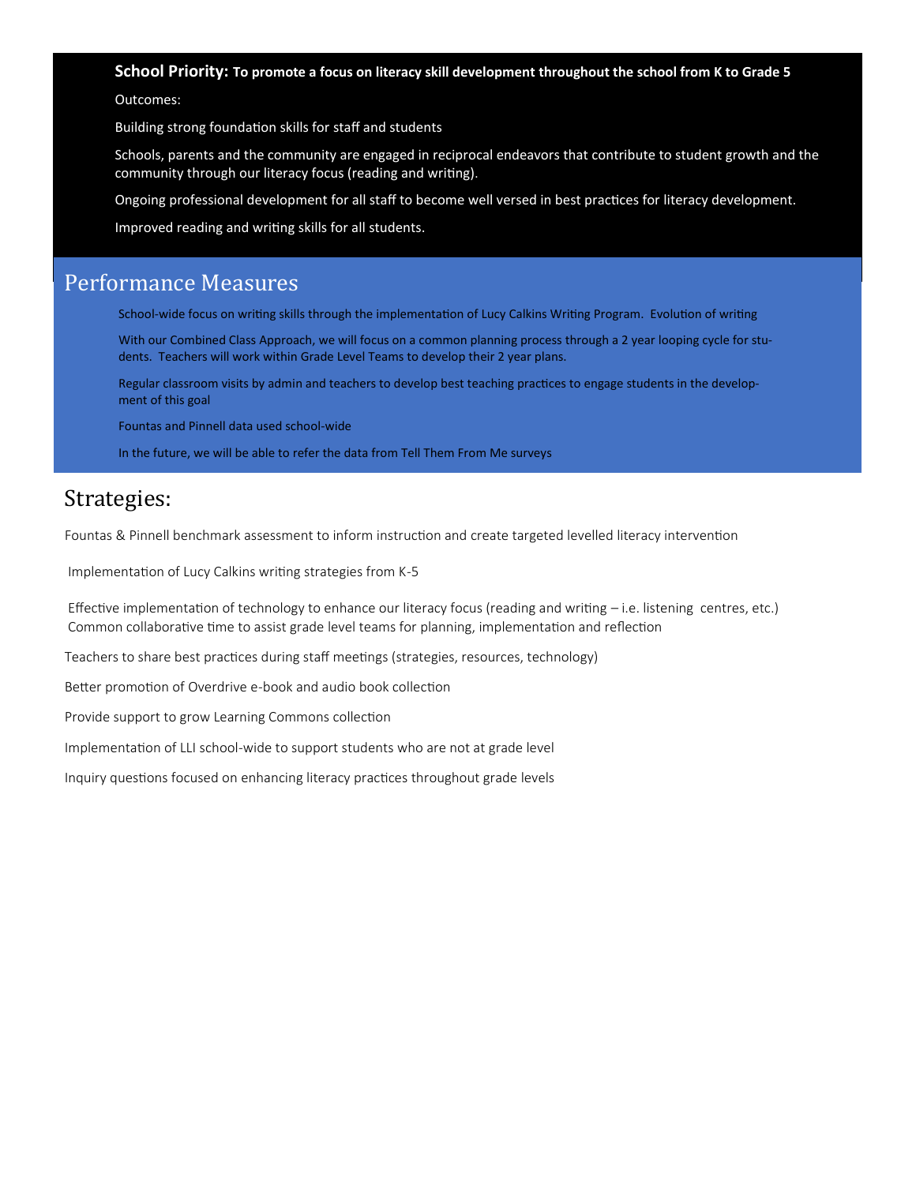**School Priority: To promote a focus on literacy skill development throughout the school from K to Grade 5**

Outcomes:

Building strong foundation skills for staff and students

Schools, parents and the community are engaged in reciprocal endeavors that contribute to student growth and the community through our literacy focus (reading and writing).

Ongoing professional development for all staff to become well versed in best practices for literacy development.

Improved reading and writing skills for all students.

## Performance Measures

School-wide focus on writing skills through the implementation of Lucy Calkins Writing Program. Evolution of writing

With our Combined Class Approach, we will focus on a common planning process through a 2 year looping cycle for students. Teachers will work within Grade Level Teams to develop their 2 year plans.

Regular classroom visits by admin and teachers to develop best teaching practices to engage students in the development of this goal

Fountas and Pinnell data used school-wide

In the future, we will be able to refer the data from Tell Them From Me surveys

## Strategies:

Fountas & Pinnell benchmark assessment to inform instruction and create targeted levelled literacy intervention

Implementation of Lucy Calkins writing strategies from K-5

Effective implementation of technology to enhance our literacy focus (reading and writing – i.e. listening centres, etc.)
Common collaborative time to assist grade level teams for planning, implementation and reflection

Teachers to share best practices during staff meetings (strategies, resources, technology)

Better promotion of Overdrive e-book and audio book collection

Provide support to grow Learning Commons collection

Implementation of LLI school-wide to support students who are not at grade level

Inquiry questions focused on enhancing literacy practices throughout grade levels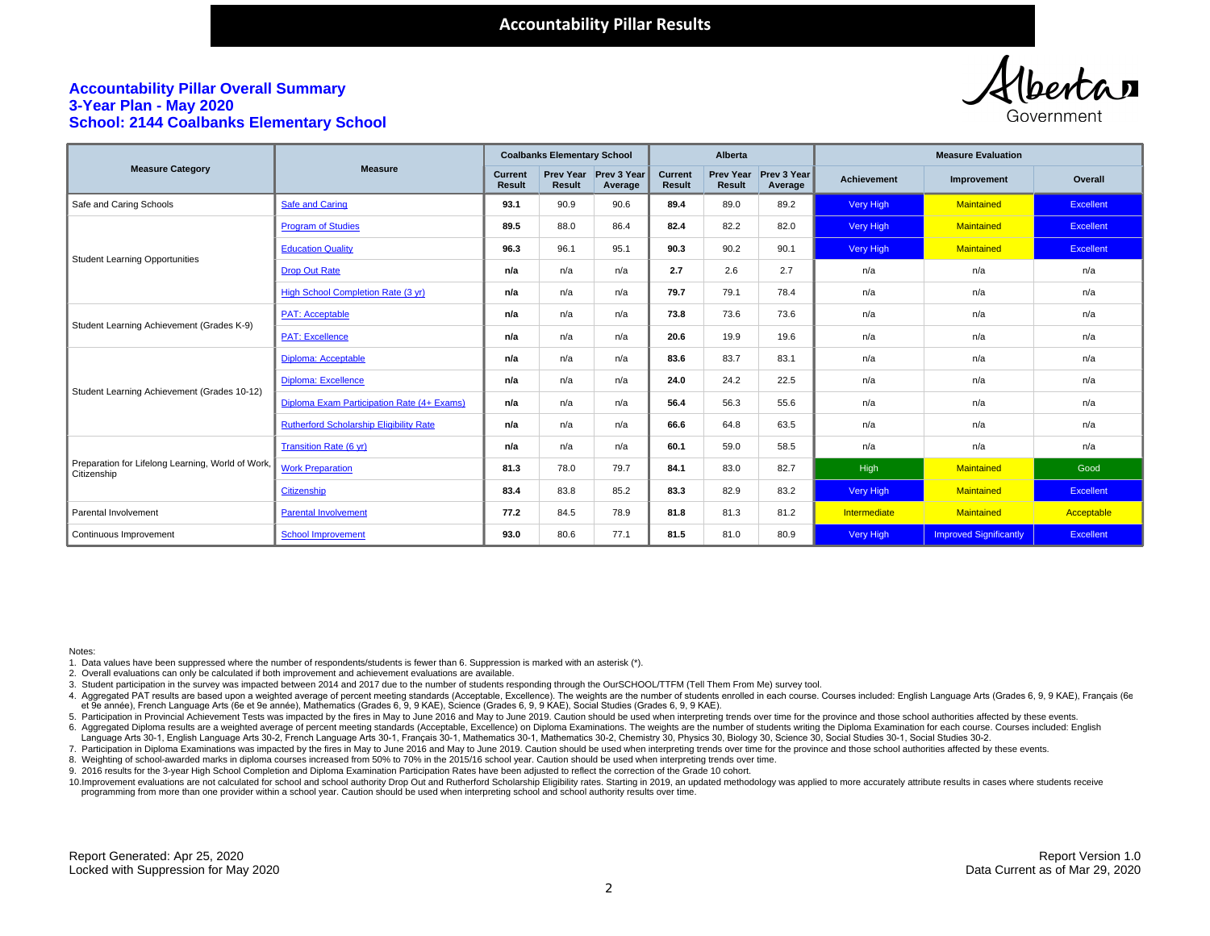# Accountability Pillar Results

## Accountability Pillar Overall Summary
## 3-Year Plan - May 2020
## School: 2144 Coalbanks Elementary School

| Measure Category | Measure | Coalbanks Elementary School | | | Alberta | | | Measure Evaluation | | |
|---|---|---|---|---|---|---|---|---|---|---|
| | | Current Result | Prev Year Result | Prev 3 Year Average | Current Result | Prev Year Result | Prev 3 Year Average | Achievement | Improvement | Overall |
| Safe and Caring Schools | Safe and Caring | **93.1** | 90.9 | 90.6 | **89.4** | 89.0 | 89.2 | Very High | Maintained | Excellent |
| Student Learning Opportunities | Program of Studies | **89.5** | 88.0 | 86.4 | **82.4** | 82.2 | 82.0 | Very High | Maintained | Excellent |
| | Education Quality | **96.3** | 96.1 | 95.1 | **90.3** | 90.2 | 90.1 | Very High | Maintained | Excellent |
| | Drop Out Rate | **n/a** | n/a | n/a | **2.7** | 2.6 | 2.7 | n/a | n/a | n/a |
| | High School Completion Rate (3 yr) | **n/a** | n/a | n/a | **79.7** | 79.1 | 78.4 | n/a | n/a | n/a |
| Student Learning Achievement (Grades K-9) | PAT: Acceptable | **n/a** | n/a | n/a | **73.8** | 73.6 | 73.6 | n/a | n/a | n/a |
| | PAT: Excellence | **n/a** | n/a | n/a | **20.6** | 19.9 | 19.6 | n/a | n/a | n/a |
| Student Learning Achievement (Grades 10-12) | Diploma: Acceptable | **n/a** | n/a | n/a | **83.6** | 83.7 | 83.1 | n/a | n/a | n/a |
| | Diploma: Excellence | **n/a** | n/a | n/a | **24.0** | 24.2 | 22.5 | n/a | n/a | n/a |
| | Diploma Exam Participation Rate (4+ Exams) | **n/a** | n/a | n/a | **56.4** | 56.3 | 55.6 | n/a | n/a | n/a |
| | Rutherford Scholarship Eligibility Rate | **n/a** | n/a | n/a | **66.6** | 64.8 | 63.5 | n/a | n/a | n/a |
| Preparation for Lifelong Learning, World of Work, Citizenship | Transition Rate (6 yr) | **n/a** | n/a | n/a | **60.1** | 59.0 | 58.5 | n/a | n/a | n/a |
| | Work Preparation | **81.3** | 78.0 | 79.7 | **84.1** | 83.0 | 82.7 | High | Maintained | Good |
| | Citizenship | **83.4** | 83.8 | 85.2 | **83.3** | 82.9 | 83.2 | Very High | Maintained | Excellent |
| Parental Involvement | Parental Involvement | **77.2** | 84.5 | 78.9 | **81.8** | 81.3 | 81.2 | Intermediate | Maintained | Acceptable |
| Continuous Improvement | School Improvement | **93.0** | 80.6 | 77.1 | **81.5** | 81.0 | 80.9 | Very High | Improved Significantly | Excellent |

Notes:

1. Data values have been suppressed where the number of respondents/students is fewer than 6. Suppression is marked with an asterisk (*).
2. Overall evaluations can only be calculated if both improvement and achievement evaluations are available.
3. Student participation in the survey was impacted between 2014 and 2017 due to the number of students responding through the OurSCHOOL/TTFM (Tell Them From Me) survey tool.
4. Aggregated PAT results are based upon a weighted average of percent meeting standards (Acceptable, Excellence). The weights are the number of students enrolled in each course. Courses included: English Language Arts (Grades 6, 9, 9 KAE), Français (6e et 9e année), French Language Arts (6e et 9e année), Mathematics (Grades 6, 9, 9 KAE), Science (Grades 6, 9, 9 KAE), Social Studies (Grades 6, 9, 9 KAE).
5. Participation in Provincial Achievement Tests was impacted by the fires in May to June 2016 and May to June 2019. Caution should be used when interpreting trends over time for the province and those school authorities affected by these events.
6. Aggregated Diploma results are a weighted average of percent meeting standards (Acceptable, Excellence) on Diploma Examinations. The weights are the number of students writing the Diploma Examination for each course. Courses included: English Language Arts 30-1, English Language Arts 30-2, French Language Arts 30-1, Français 30-1, Mathematics 30-1, Mathematics 30-2, Chemistry 30, Physics 30, Biology 30, Science 30, Social Studies 30-1, Social Studies 30-2.
7. Participation in Diploma Examinations was impacted by the fires in May to June 2016 and May to June 2019. Caution should be used when interpreting trends over time for the province and those school authorities affected by these events.
8. Weighting of school-awarded marks in diploma courses increased from 50% to 70% in the 2015/16 school year. Caution should be used when interpreting trends over time.
9. 2016 results for the 3-year High School Completion and Diploma Examination Participation Rates have been adjusted to reflect the correction of the Grade 10 cohort.
10. Improvement evaluations are not calculated for school and school authority Drop Out and Rutherford Scholarship Eligibility rates. Starting in 2019, an updated methodology was applied to more accurately attribute results in cases where students receive programming from more than one provider within a school year. Caution should be used when interpreting school and school authority results over time.

Report Generated: Apr 25, 2020
Locked with Suppression for May 2020

Report Version 1.0
Data Current as of Mar 29, 2020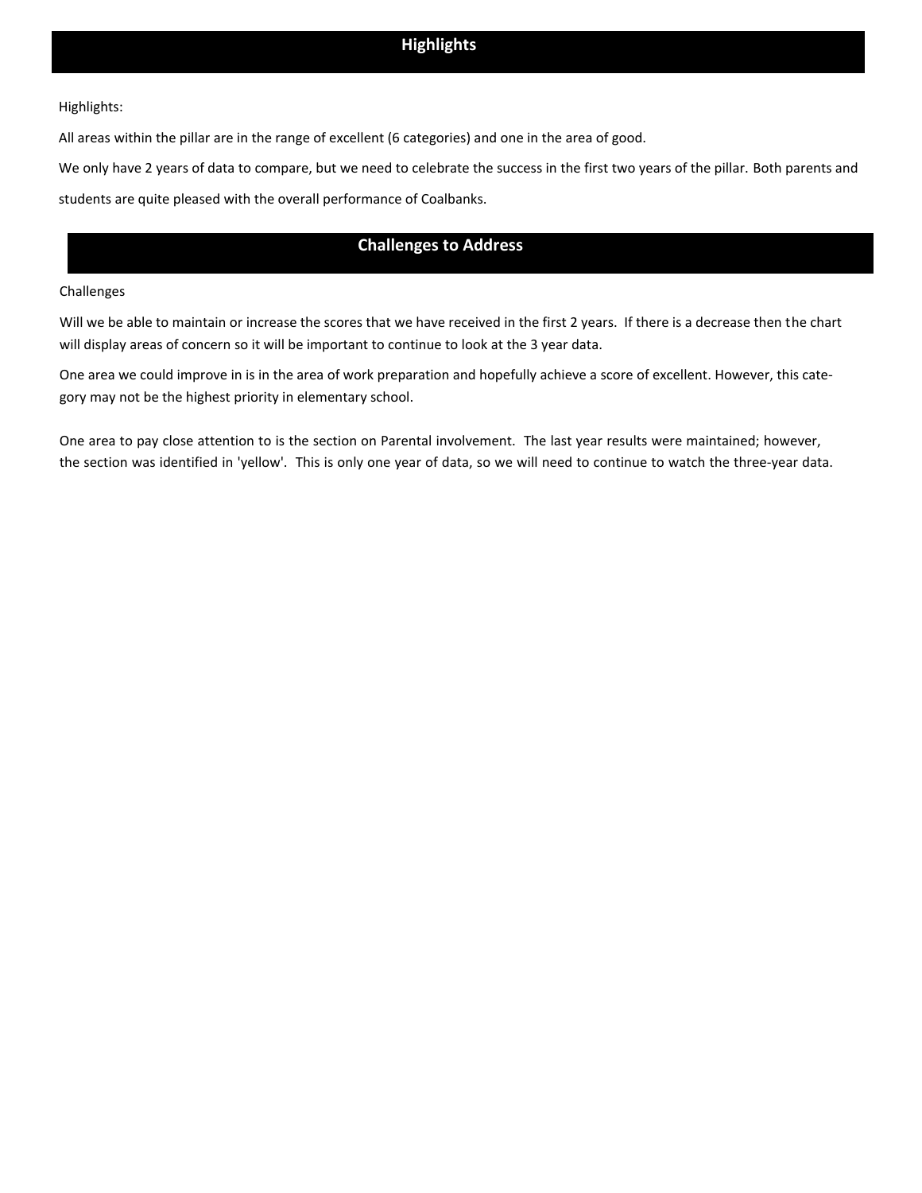## Highlights

Highlights:

All areas within the pillar are in the range of excellent (6 categories) and one in the area of good.

We only have 2 years of data to compare, but we need to celebrate the success in the first two years of the pillar. Both parents and students are quite pleased with the overall performance of Coalbanks.

## Challenges to Address

Challenges

Will we be able to maintain or increase the scores that we have received in the first 2 years. If there is a decrease then the chart will display areas of concern so it will be important to continue to look at the 3 year data.

One area we could improve in is in the area of work preparation and hopefully achieve a score of excellent. However, this category may not be the highest priority in elementary school.

One area to pay close attention to is the section on Parental involvement. The last year results were maintained; however, the section was identified in 'yellow'. This is only one year of data, so we will need to continue to watch the three-year data.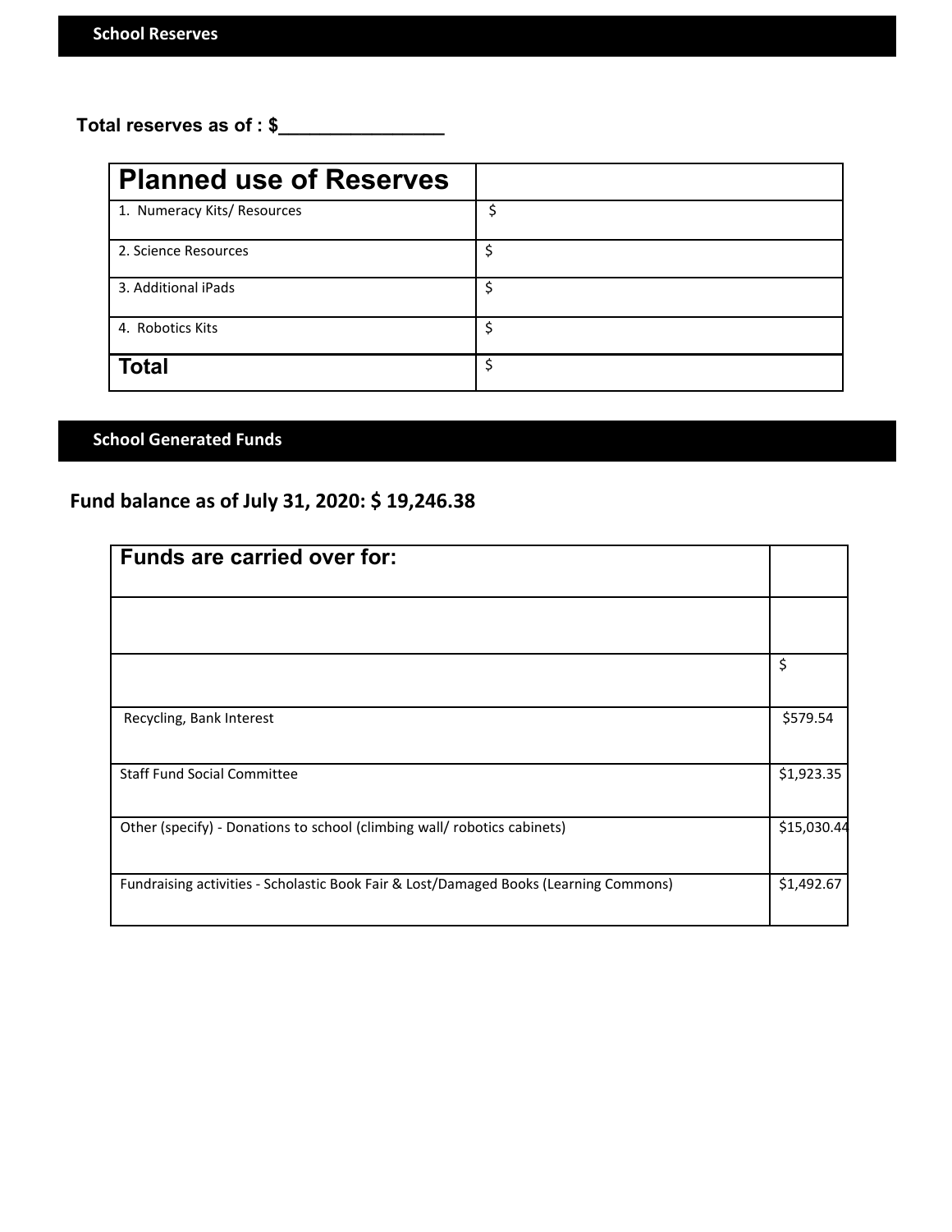## School Reserves

**Total reserves as of : $________________**

| Planned use of Reserves | |
|---|---|
| 1. Numeracy Kits/ Resources | $ |
| 2. Science Resources | $ |
| 3. Additional iPads | $ |
| 4. Robotics Kits | $ |
| **Total** | $ |

## School Generated Funds

**Fund balance as of July 31, 2020: $ 19,246.38**

| Funds are carried over for: | |
|---|---|
| | |
| | $ |
| Recycling, Bank Interest | $579.54 |
| Staff Fund Social Committee | $1,923.35 |
| Other (specify) - Donations to school (climbing wall/ robotics cabinets) | $15,030.44 |
| Fundraising activities - Scholastic Book Fair & Lost/Damaged Books (Learning Commons) | $1,492.67 |